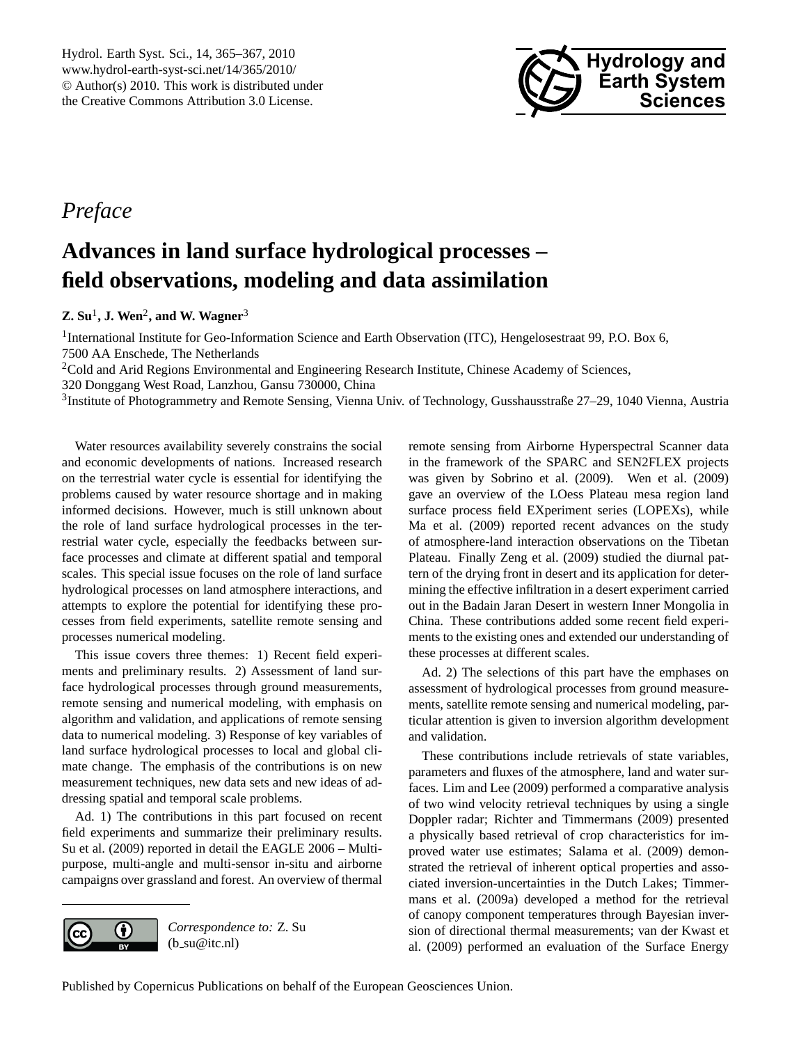*Preface*

# Advances in land surface hydrological processes – field observations, modeling and data assimilation

**Z. Su[1], J. Wen[2], and W. Wagner[3]**

[1]International Institute for Geo-Information Science and Earth Observation (ITC), Hengelosestraat 99, P.O. Box 6, 7500 AA Enschede, The Netherlands

[2]Cold and Arid Regions Environmental and Engineering Research Institute, Chinese Academy of Sciences, 320 Donggang West Road, Lanzhou, Gansu 730000, China

[3]Institute of Photogrammetry and Remote Sensing, Vienna Univ. of Technology, Gusshausstraße 27–29, 1040 Vienna, Austria

Water resources availability severely constrains the social and economic developments of nations. Increased research on the terrestrial water cycle is essential for identifying the problems caused by water resource shortage and in making informed decisions. However, much is still unknown about the role of land surface hydrological processes in the terrestrial water cycle, especially the feedbacks between surface processes and climate at different spatial and temporal scales. This special issue focuses on the role of land surface hydrological processes on land atmosphere interactions, and attempts to explore the potential for identifying these processes from field experiments, satellite remote sensing and processes numerical modeling.

This issue covers three themes: 1) Recent field experiments and preliminary results. 2) Assessment of land surface hydrological processes through ground measurements, remote sensing and numerical modeling, with emphasis on algorithm and validation, and applications of remote sensing data to numerical modeling. 3) Response of key variables of land surface hydrological processes to local and global climate change. The emphasis of the contributions is on new measurement techniques, new data sets and new ideas of addressing spatial and temporal scale problems.

Ad. 1) The contributions in this part focused on recent field experiments and summarize their preliminary results. Su et al. (2009) reported in detail the EAGLE 2006 – Multi-purpose, multi-angle and multi-sensor in-situ and airborne campaigns over grassland and forest. An overview of thermal remote sensing from Airborne Hyperspectral Scanner data in the framework of the SPARC and SEN2FLEX projects was given by Sobrino et al. (2009). Wen et al. (2009) gave an overview of the LOess Plateau mesa region land surface process field EXperiment series (LOPEXs), while Ma et al. (2009) reported recent advances on the study of atmosphere-land interaction observations on the Tibetan Plateau. Finally Zeng et al. (2009) studied the diurnal pattern of the drying front in desert and its application for determining the effective infiltration in a desert experiment carried out in the Badain Jaran Desert in western Inner Mongolia in China. These contributions added some recent field experiments to the existing ones and extended our understanding of these processes at different scales.

Ad. 2) The selections of this part have the emphases on assessment of hydrological processes from ground measurements, satellite remote sensing and numerical modeling, particular attention is given to inversion algorithm development and validation.

These contributions include retrievals of state variables, parameters and fluxes of the atmosphere, land and water surfaces. Lim and Lee (2009) performed a comparative analysis of two wind velocity retrieval techniques by using a single Doppler radar; Richter and Timmermans (2009) presented a physically based retrieval of crop characteristics for improved water use estimates; Salama et al. (2009) demonstrated the retrieval of inherent optical properties and associated inversion-uncertainties in the Dutch Lakes; Timmermans et al. (2009a) developed a method for the retrieval of canopy component temperatures through Bayesian inversion of directional thermal measurements; van der Kwast et al. (2009) performed an evaluation of the Surface Energy

*Correspondence to:* Z. Su (b_su@itc.nl)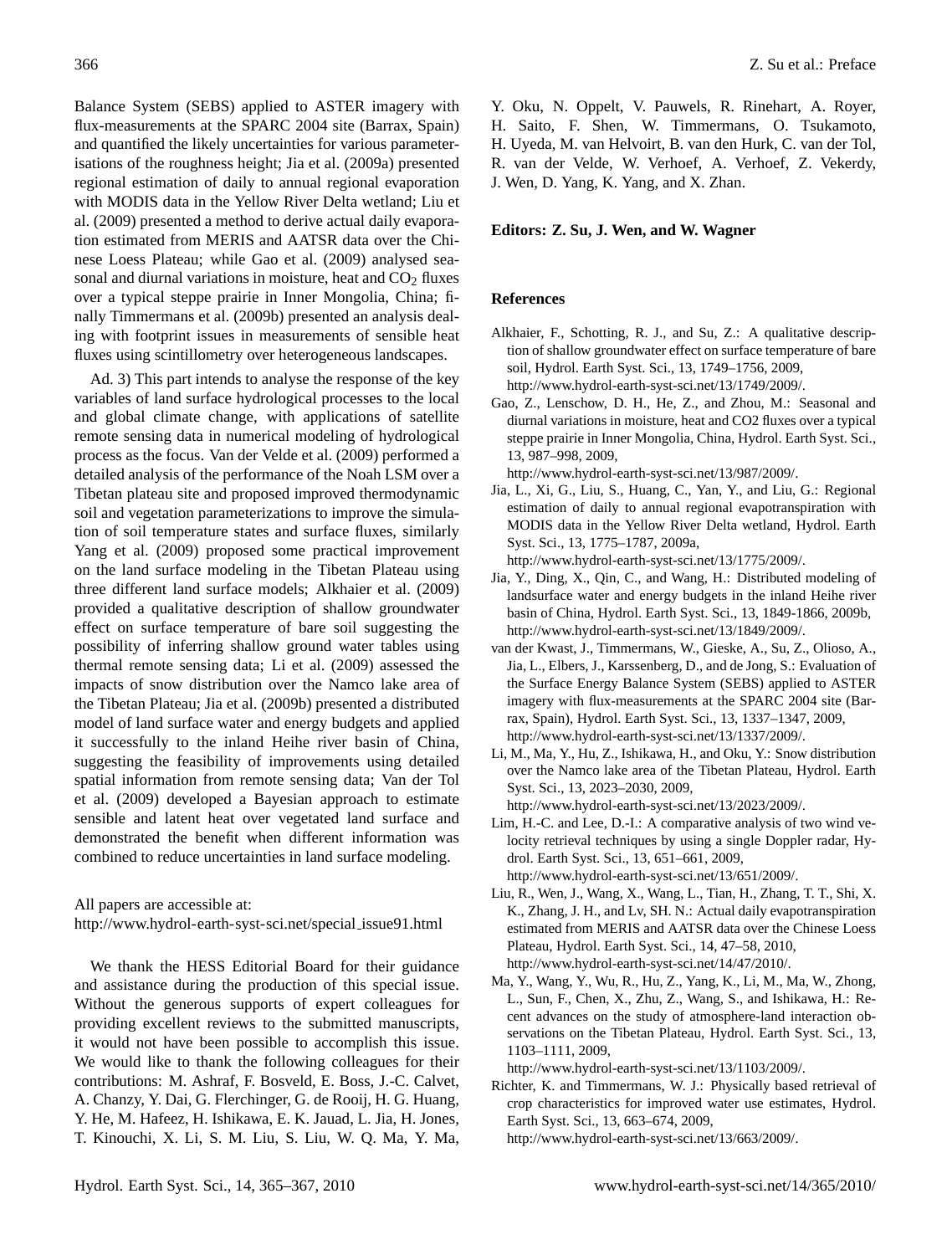Balance System (SEBS) applied to ASTER imagery with flux-measurements at the SPARC 2004 site (Barrax, Spain) and quantified the likely uncertainties for various parameterisations of the roughness height; Jia et al. (2009a) presented regional estimation of daily to annual regional evaporation with MODIS data in the Yellow River Delta wetland; Liu et al. (2009) presented a method to derive actual daily evaporation estimated from MERIS and AATSR data over the Chinese Loess Plateau; while Gao et al. (2009) analysed seasonal and diurnal variations in moisture, heat and $CO_2$ fluxes over a typical steppe prairie in Inner Mongolia, China; finally Timmermans et al. (2009b) presented an analysis dealing with footprint issues in measurements of sensible heat fluxes using scintillometry over heterogeneous landscapes.

Ad. 3) This part intends to analyse the response of the key variables of land surface hydrological processes to the local and global climate change, with applications of satellite remote sensing data in numerical modeling of hydrological process as the focus. Van der Velde et al. (2009) performed a detailed analysis of the performance of the Noah LSM over a Tibetan plateau site and proposed improved thermodynamic soil and vegetation parameterizations to improve the simulation of soil temperature states and surface fluxes, similarly Yang et al. (2009) proposed some practical improvement on the land surface modeling in the Tibetan Plateau using three different land surface models; Alkhaier et al. (2009) provided a qualitative description of shallow groundwater effect on surface temperature of bare soil suggesting the possibility of inferring shallow ground water tables using thermal remote sensing data; Li et al. (2009) assessed the impacts of snow distribution over the Namco lake area of the Tibetan Plateau; Jia et al. (2009b) presented a distributed model of land surface water and energy budgets and applied it successfully to the inland Heihe river basin of China, suggesting the feasibility of improvements using detailed spatial information from remote sensing data; Van der Tol et al. (2009) developed a Bayesian approach to estimate sensible and latent heat over vegetated land surface and demonstrated the benefit when different information was combined to reduce uncertainties in land surface modeling.

All papers are accessible at:
http://www.hydrol-earth-syst-sci.net/special_issue91.html

We thank the HESS Editorial Board for their guidance and assistance during the production of this special issue. Without the generous supports of expert colleagues for providing excellent reviews to the submitted manuscripts, it would not have been possible to accomplish this issue. We would like to thank the following colleagues for their contributions: M. Ashraf, F. Bosveld, E. Boss, J.-C. Calvet, A. Chanzy, Y. Dai, G. Flerchinger, G. de Rooij, H. G. Huang, Y. He, M. Hafeez, H. Ishikawa, E. K. Jauad, L. Jia, H. Jones, T. Kinouchi, X. Li, S. M. Liu, S. Liu, W. Q. Ma, Y. Ma, Y. Oku, N. Oppelt, V. Pauwels, R. Rinehart, A. Royer, H. Saito, F. Shen, W. Timmermans, O. Tsukamoto, H. Uyeda, M. van Helvoirt, B. van den Hurk, C. van der Tol, R. van der Velde, W. Verhoef, A. Verhoef, Z. Vekerdy, J. Wen, D. Yang, K. Yang, and X. Zhan.

**Editors: Z. Su, J. Wen, and W. Wagner**

## References

Alkhaier, F., Schotting, R. J., and Su, Z.: A qualitative description of shallow groundwater effect on surface temperature of bare soil, Hydrol. Earth Syst. Sci., 13, 1749–1756, 2009, http://www.hydrol-earth-syst-sci.net/13/1749/2009/.

Gao, Z., Lenschow, D. H., He, Z., and Zhou, M.: Seasonal and diurnal variations in moisture, heat and CO2 fluxes over a typical steppe prairie in Inner Mongolia, China, Hydrol. Earth Syst. Sci., 13, 987–998, 2009, http://www.hydrol-earth-syst-sci.net/13/987/2009/.

Jia, L., Xi, G., Liu, S., Huang, C., Yan, Y., and Liu, G.: Regional estimation of daily to annual regional evapotranspiration with MODIS data in the Yellow River Delta wetland, Hydrol. Earth Syst. Sci., 13, 1775–1787, 2009a, http://www.hydrol-earth-syst-sci.net/13/1775/2009/.

Jia, Y., Ding, X., Qin, C., and Wang, H.: Distributed modeling of landsurface water and energy budgets in the inland Heihe river basin of China, Hydrol. Earth Syst. Sci., 13, 1849-1866, 2009b, http://www.hydrol-earth-syst-sci.net/13/1849/2009/.

van der Kwast, J., Timmermans, W., Gieske, A., Su, Z., Olioso, A., Jia, L., Elbers, J., Karssenberg, D., and de Jong, S.: Evaluation of the Surface Energy Balance System (SEBS) applied to ASTER imagery with flux-measurements at the SPARC 2004 site (Barrax, Spain), Hydrol. Earth Syst. Sci., 13, 1337–1347, 2009, http://www.hydrol-earth-syst-sci.net/13/1337/2009/.

Li, M., Ma, Y., Hu, Z., Ishikawa, H., and Oku, Y.: Snow distribution over the Namco lake area of the Tibetan Plateau, Hydrol. Earth Syst. Sci., 13, 2023–2030, 2009, http://www.hydrol-earth-syst-sci.net/13/2023/2009/.

Lim, H.-C. and Lee, D.-I.: A comparative analysis of two wind velocity retrieval techniques by using a single Doppler radar, Hydrol. Earth Syst. Sci., 13, 651–661, 2009, http://www.hydrol-earth-syst-sci.net/13/651/2009/.

Liu, R., Wen, J., Wang, X., Wang, L., Tian, H., Zhang, T. T., Shi, X. K., Zhang, J. H., and Lv, SH. N.: Actual daily evapotranspiration estimated from MERIS and AATSR data over the Chinese Loess Plateau, Hydrol. Earth Syst. Sci., 14, 47–58, 2010, http://www.hydrol-earth-syst-sci.net/14/47/2010/.

Ma, Y., Wang, Y., Wu, R., Hu, Z., Yang, K., Li, M., Ma, W., Zhong, L., Sun, F., Chen, X., Zhu, Z., Wang, S., and Ishikawa, H.: Recent advances on the study of atmosphere-land interaction observations on the Tibetan Plateau, Hydrol. Earth Syst. Sci., 13, 1103–1111, 2009, http://www.hydrol-earth-syst-sci.net/13/1103/2009/.

Richter, K. and Timmermans, W. J.: Physically based retrieval of crop characteristics for improved water use estimates, Hydrol. Earth Syst. Sci., 13, 663–674, 2009, http://www.hydrol-earth-syst-sci.net/13/663/2009/.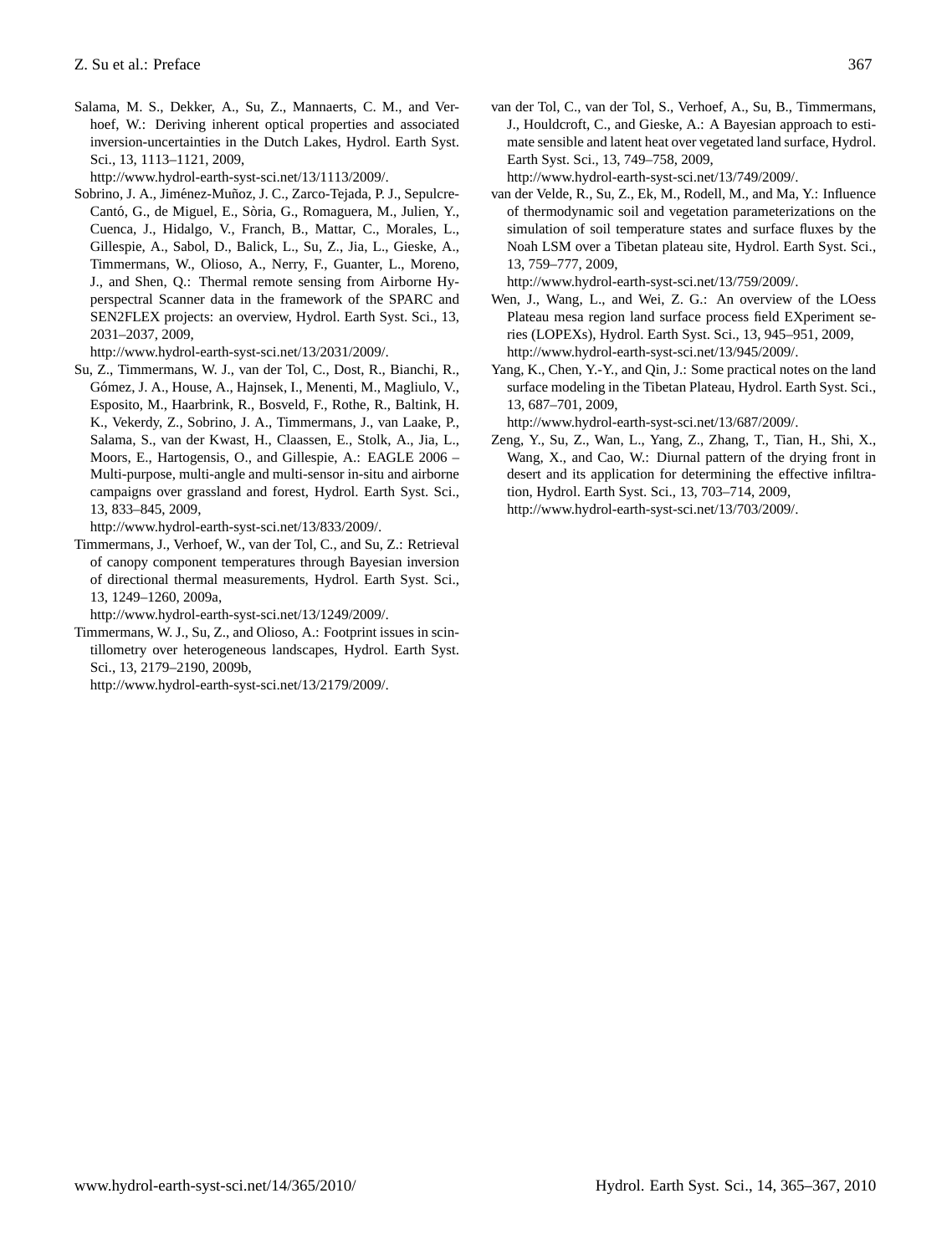Salama, M. S., Dekker, A., Su, Z., Mannaerts, C. M., and Verhoef, W.: Deriving inherent optical properties and associated inversion-uncertainties in the Dutch Lakes, Hydrol. Earth Syst. Sci., 13, 1113–1121, 2009, http://www.hydrol-earth-syst-sci.net/13/1113/2009/.

Sobrino, J. A., Jiménez-Muñoz, J. C., Zarco-Tejada, P. J., Sepulcre-Cantó, G., de Miguel, E., Sòria, G., Romaguera, M., Julien, Y., Cuenca, J., Hidalgo, V., Franch, B., Mattar, C., Morales, L., Gillespie, A., Sabol, D., Balick, L., Su, Z., Jia, L., Gieske, A., Timmermans, W., Olioso, A., Nerry, F., Guanter, L., Moreno, J., and Shen, Q.: Thermal remote sensing from Airborne Hyperspectral Scanner data in the framework of the SPARC and SEN2FLEX projects: an overview, Hydrol. Earth Syst. Sci., 13, 2031–2037, 2009, http://www.hydrol-earth-syst-sci.net/13/2031/2009/.

Su, Z., Timmermans, W. J., van der Tol, C., Dost, R., Bianchi, R., Gómez, J. A., House, A., Hajnsek, I., Menenti, M., Magliulo, V., Esposito, M., Haarbrink, R., Bosveld, F., Rothe, R., Baltink, H. K., Vekerdy, Z., Sobrino, J. A., Timmermans, J., van Laake, P., Salama, S., van der Kwast, H., Claassen, E., Stolk, A., Jia, L., Moors, E., Hartogensis, O., and Gillespie, A.: EAGLE 2006 – Multi-purpose, multi-angle and multi-sensor in-situ and airborne campaigns over grassland and forest, Hydrol. Earth Syst. Sci., 13, 833–845, 2009, http://www.hydrol-earth-syst-sci.net/13/833/2009/.

Timmermans, J., Verhoef, W., van der Tol, C., and Su, Z.: Retrieval of canopy component temperatures through Bayesian inversion of directional thermal measurements, Hydrol. Earth Syst. Sci., 13, 1249–1260, 2009a, http://www.hydrol-earth-syst-sci.net/13/1249/2009/.

Timmermans, W. J., Su, Z., and Olioso, A.: Footprint issues in scintillometry over heterogeneous landscapes, Hydrol. Earth Syst. Sci., 13, 2179–2190, 2009b, http://www.hydrol-earth-syst-sci.net/13/2179/2009/.

van der Tol, C., van der Tol, S., Verhoef, A., Su, B., Timmermans, J., Houldcroft, C., and Gieske, A.: A Bayesian approach to estimate sensible and latent heat over vegetated land surface, Hydrol. Earth Syst. Sci., 13, 749–758, 2009, http://www.hydrol-earth-syst-sci.net/13/749/2009/.

van der Velde, R., Su, Z., Ek, M., Rodell, M., and Ma, Y.: Influence of thermodynamic soil and vegetation parameterizations on the simulation of soil temperature states and surface fluxes by the Noah LSM over a Tibetan plateau site, Hydrol. Earth Syst. Sci., 13, 759–777, 2009, http://www.hydrol-earth-syst-sci.net/13/759/2009/.

Wen, J., Wang, L., and Wei, Z. G.: An overview of the LOess Plateau mesa region land surface process field EXperiment series (LOPEXs), Hydrol. Earth Syst. Sci., 13, 945–951, 2009, http://www.hydrol-earth-syst-sci.net/13/945/2009/.

Yang, K., Chen, Y.-Y., and Qin, J.: Some practical notes on the land surface modeling in the Tibetan Plateau, Hydrol. Earth Syst. Sci., 13, 687–701, 2009, http://www.hydrol-earth-syst-sci.net/13/687/2009/.

Zeng, Y., Su, Z., Wan, L., Yang, Z., Zhang, T., Tian, H., Shi, X., Wang, X., and Cao, W.: Diurnal pattern of the drying front in desert and its application for determining the effective infiltration, Hydrol. Earth Syst. Sci., 13, 703–714, 2009, http://www.hydrol-earth-syst-sci.net/13/703/2009/.